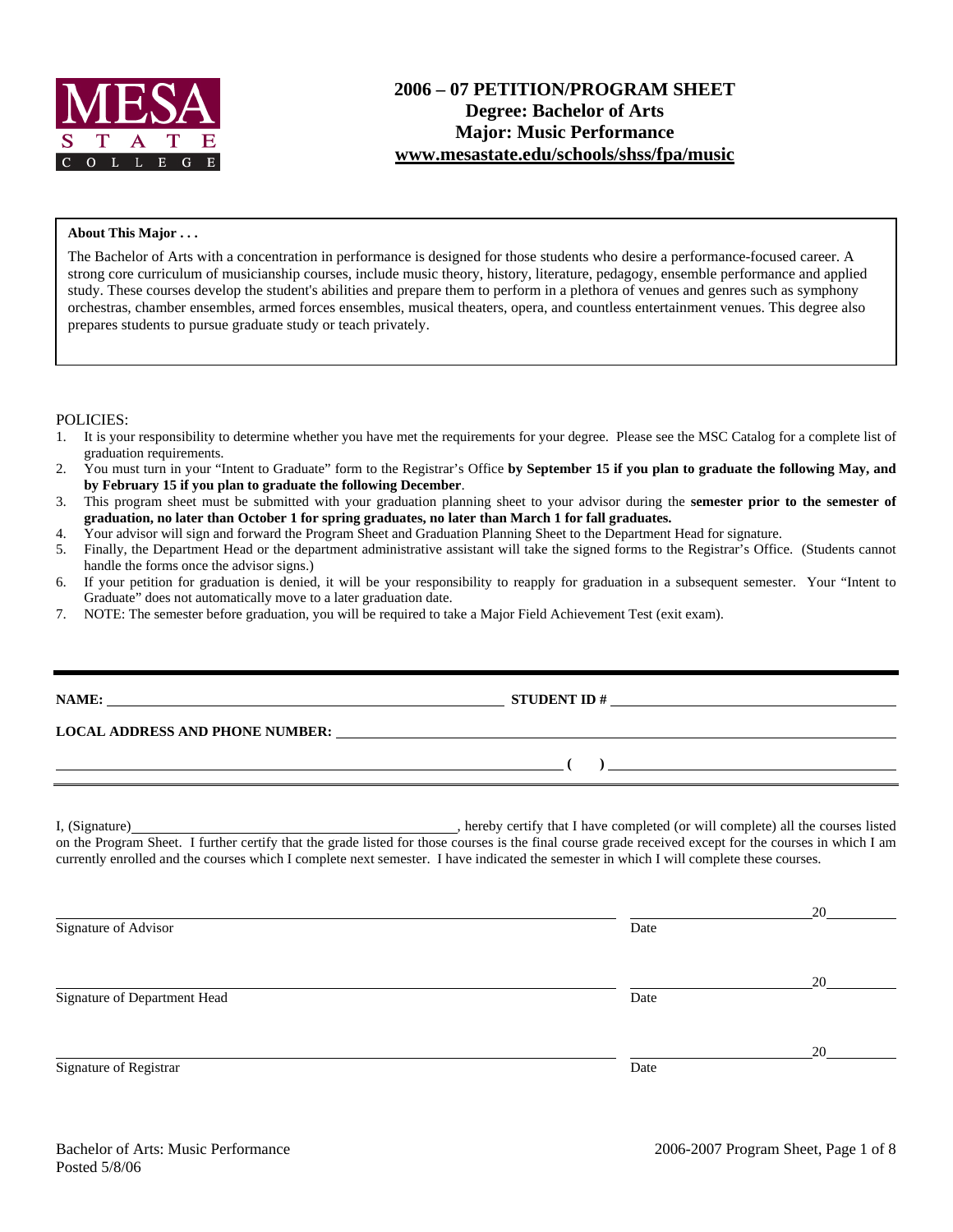MESA STATE COLLEGE

# 2006 – 07 PETITION/PROGRAM SHEET
## Degree: Bachelor of Arts
## Major: Music Performance
## www.mesastate.edu/schools/shss/fpa/music

**About This Major . . .**

The Bachelor of Arts with a concentration in performance is designed for those students who desire a performance-focused career. A strong core curriculum of musicianship courses, include music theory, history, literature, pedagogy, ensemble performance and applied study. These courses develop the student's abilities and prepare them to perform in a plethora of venues and genres such as symphony orchestras, chamber ensembles, armed forces ensembles, musical theaters, opera, and countless entertainment venues. This degree also prepares students to pursue graduate study or teach privately.

POLICIES:

1. It is your responsibility to determine whether you have met the requirements for your degree. Please see the MSC Catalog for a complete list of graduation requirements.
2. You must turn in your "Intent to Graduate" form to the Registrar's Office **by September 15 if you plan to graduate the following May, and by February 15 if you plan to graduate the following December**.
3. This program sheet must be submitted with your graduation planning sheet to your advisor during the **semester prior to the semester of graduation, no later than October 1 for spring graduates, no later than March 1 for fall graduates.**
4. Your advisor will sign and forward the Program Sheet and Graduation Planning Sheet to the Department Head for signature.
5. Finally, the Department Head or the department administrative assistant will take the signed forms to the Registrar's Office. (Students cannot handle the forms once the advisor signs.)
6. If your petition for graduation is denied, it will be your responsibility to reapply for graduation in a subsequent semester. Your "Intent to Graduate" does not automatically move to a later graduation date.
7. NOTE: The semester before graduation, you will be required to take a Major Field Achievement Test (exit exam).

**NAME:** ______________________ **STUDENT ID #** ______________________

**LOCAL ADDRESS AND PHONE NUMBER:** ______________________

______________________ **(    )** ______________________

I, (Signature) ______________________, hereby certify that I have completed (or will complete) all the courses listed on the Program Sheet. I further certify that the grade listed for those courses is the final course grade received except for the courses in which I am currently enrolled and the courses which I complete next semester. I have indicated the semester in which I will complete these courses.

______________________ ______________ 20______
Signature of Advisor Date

______________________ ______________ 20______
Signature of Department Head Date

______________________ ______________ 20______
Signature of Registrar Date

Bachelor of Arts: Music Performance
Posted 5/8/06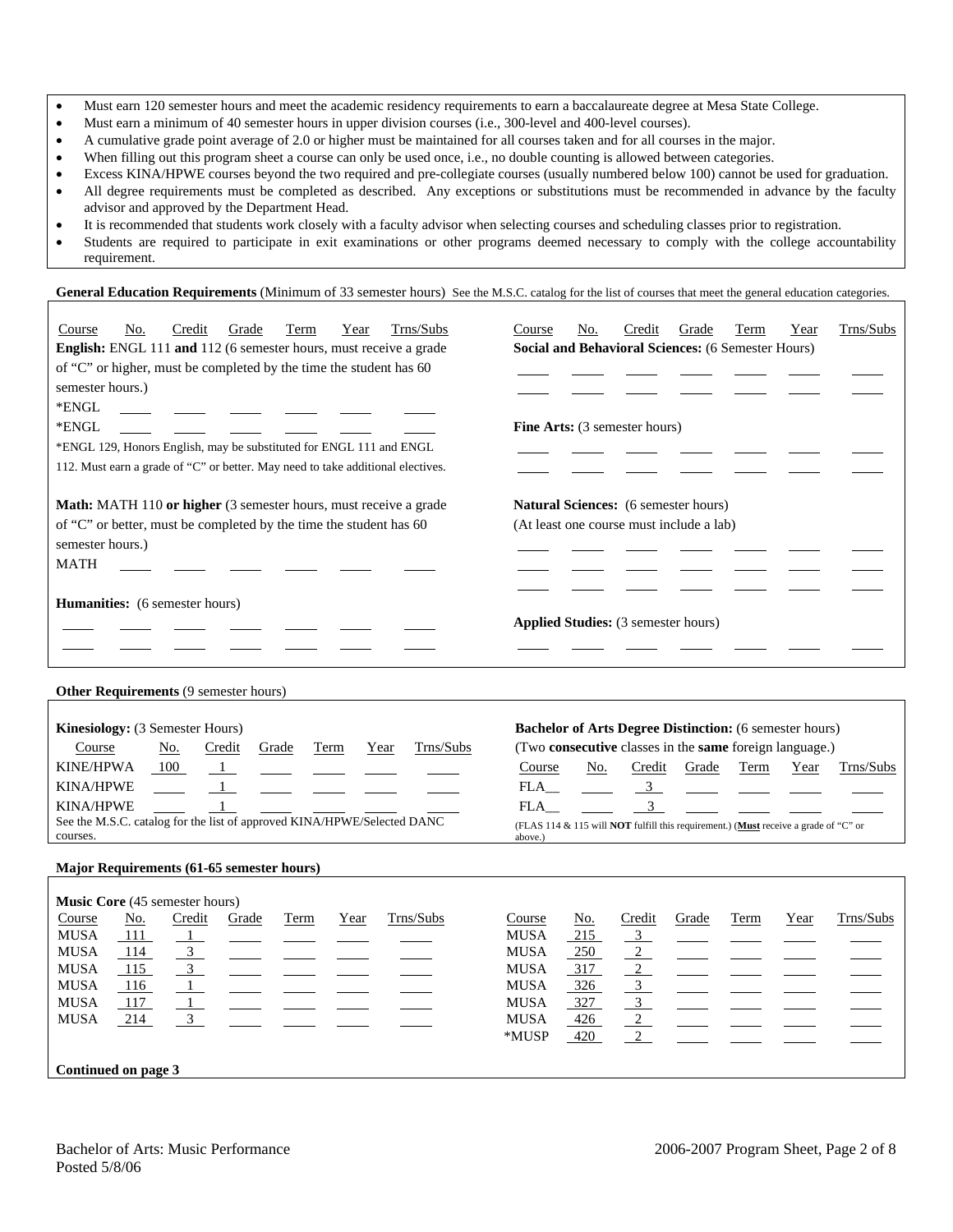- Must earn 120 semester hours and meet the academic residency requirements to earn a baccalaureate degree at Mesa State College.
- Must earn a minimum of 40 semester hours in upper division courses (i.e., 300-level and 400-level courses).
- A cumulative grade point average of 2.0 or higher must be maintained for all courses taken and for all courses in the major.
- When filling out this program sheet a course can only be used once, i.e., no double counting is allowed between categories.
- Excess KINA/HPWE courses beyond the two required and pre-collegiate courses (usually numbered below 100) cannot be used for graduation.
- All degree requirements must be completed as described. Any exceptions or substitutions must be recommended in advance by the faculty advisor and approved by the Department Head.
- It is recommended that students work closely with a faculty advisor when selecting courses and scheduling classes prior to registration.
- Students are required to participate in exit examinations or other programs deemed necessary to comply with the college accountability requirement.

**General Education Requirements** (Minimum of 33 semester hours) See the M.S.C. catalog for the list of courses that meet the general education categories.

**English:** ENGL 111 **and** 112 (6 semester hours, must receive a grade of "C" or higher, must be completed by the time the student has 60 semester hours.)

| Course | No. | Credit | Grade | Term | Year | Trns/Subs |
|---|---|---|---|---|---|---|
| *ENGL | | | | | | |
| *ENGL | | | | | | |

*ENGL 129, Honors English, may be substituted for ENGL 111 and ENGL 112. Must earn a grade of "C" or better. May need to take additional electives.

**Math:** MATH 110 **or higher** (3 semester hours, must receive a grade of "C" or better, must be completed by the time the student has 60 semester hours.)

| Course | No. | Credit | Grade | Term | Year | Trns/Subs |
|---|---|---|---|---|---|---|
| MATH | | | | | | |

**Humanities:** (6 semester hours)

| Course | No. | Credit | Grade | Term | Year | Trns/Subs |
|---|---|---|---|---|---|---|
| | | | | | | |
| | | | | | | |

**Social and Behavioral Sciences:** (6 Semester Hours)

| Course | No. | Credit | Grade | Term | Year | Trns/Subs |
|---|---|---|---|---|---|---|
| | | | | | | |
| | | | | | | |

**Fine Arts:** (3 semester hours)

| Course | No. | Credit | Grade | Term | Year | Trns/Subs |
|---|---|---|---|---|---|---|
| | | | | | | |
| | | | | | | |

**Natural Sciences:** (6 semester hours)
(At least one course must include a lab)

| Course | No. | Credit | Grade | Term | Year | Trns/Subs |
|---|---|---|---|---|---|---|
| | | | | | | |
| | | | | | | |
| | | | | | | |

**Applied Studies:** (3 semester hours)

| Course | No. | Credit | Grade | Term | Year | Trns/Subs |
|---|---|---|---|---|---|---|
| | | | | | | |

**Other Requirements** (9 semester hours)

**Kinesiology:** (3 Semester Hours)

| Course | No. | Credit | Grade | Term | Year | Trns/Subs |
|---|---|---|---|---|---|---|
| KINE/HPWA | 100 | 1 | | | | |
| KINA/HPWE | | 1 | | | | |
| KINA/HPWE | | 1 | | | | |

See the M.S.C. catalog for the list of approved KINA/HPWE/Selected DANC courses.

**Bachelor of Arts Degree Distinction:** (6 semester hours)
(Two **consecutive** classes in the **same** foreign language.)

| Course | No. | Credit | Grade | Term | Year | Trns/Subs |
|---|---|---|---|---|---|---|
| FLA__ | | 3 | | | | |
| FLA__ | | 3 | | | | |

(FLAS 114 & 115 will **NOT** fulfill this requirement.) (**Must** receive a grade of "C" or above.)

**Major Requirements (61-65 semester hours)**

**Music Core** (45 semester hours)

| Course | No. | Credit | Grade | Term | Year | Trns/Subs |
|---|---|---|---|---|---|---|
| MUSA | 111 | 1 | | | | |
| MUSA | 114 | 3 | | | | |
| MUSA | 115 | 3 | | | | |
| MUSA | 116 | 1 | | | | |
| MUSA | 117 | 1 | | | | |
| MUSA | 214 | 3 | | | | |
| MUSA | 215 | 3 | | | | |
| MUSA | 250 | 2 | | | | |
| MUSA | 317 | 2 | | | | |
| MUSA | 326 | 3 | | | | |
| MUSA | 327 | 3 | | | | |
| MUSA | 426 | 2 | | | | |
| *MUSP | 420 | 2 | | | | |

**Continued on page 3**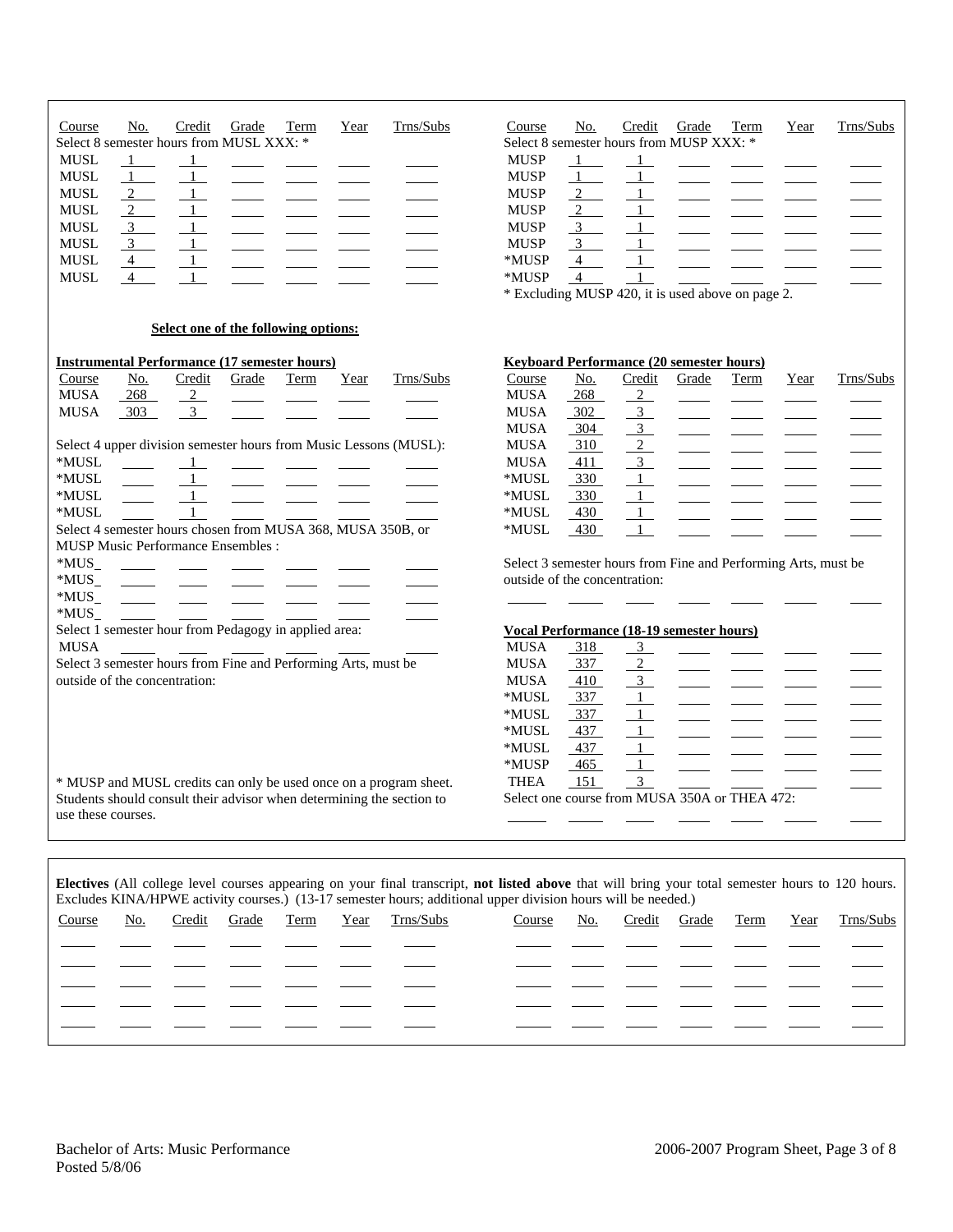Select 8 semester hours from MUSL XXX: *

| Course | No. | Credit | Grade | Term | Year | Trns/Subs |
|---|---|---|---|---|---|---|
| MUSL | 1 | 1 | | | | |
| MUSL | 1 | 1 | | | | |
| MUSL | 2 | 1 | | | | |
| MUSL | 2 | 1 | | | | |
| MUSL | 3 | 1 | | | | |
| MUSL | 3 | 1 | | | | |
| MUSL | 4 | 1 | | | | |
| MUSL | 4 | 1 | | | | |

Select 8 semester hours from MUSP XXX: *

| Course | No. | Credit | Grade | Term | Year | Trns/Subs |
|---|---|---|---|---|---|---|
| MUSP | 1 | 1 | | | | |
| MUSP | 1 | 1 | | | | |
| MUSP | 2 | 1 | | | | |
| MUSP | 2 | 1 | | | | |
| MUSP | 3 | 1 | | | | |
| MUSP | 3 | 1 | | | | |
| *MUSP | 4 | 1 | | | | |
| *MUSP | 4 | 1 | | | | |

* Excluding MUSP 420, it is used above on page 2.

**Select one of the following options:**

**Instrumental Performance (17 semester hours)**

| Course | No. | Credit | Grade | Term | Year | Trns/Subs |
|---|---|---|---|---|---|---|
| MUSA | 268 | 2 | | | | |
| MUSA | 303 | 3 | | | | |

Select 4 upper division semester hours from Music Lessons (MUSL):

| Course | No. | Credit | Grade | Term | Year | Trns/Subs |
|---|---|---|---|---|---|---|
| *MUSL | | 1 | | | | |
| *MUSL | | 1 | | | | |
| *MUSL | | 1 | | | | |
| *MUSL | | 1 | | | | |

Select 4 semester hours chosen from MUSA 368, MUSA 350B, or MUSP Music Performance Ensembles :

| Course | No. | Credit | Grade | Term | Year | Trns/Subs |
|---|---|---|---|---|---|---|
| *MUS_ | | | | | | |
| *MUS_ | | | | | | |
| *MUS_ | | | | | | |
| *MUS_ | | | | | | |

Select 1 semester hour from Pedagogy in applied area:

| Course | No. | Credit | Grade | Term | Year | Trns/Subs |
|---|---|---|---|---|---|---|
| MUSA | | | | | | |

Select 3 semester hours from Fine and Performing Arts, must be outside of the concentration:

* MUSP and MUSL credits can only be used once on a program sheet. Students should consult their advisor when determining the section to use these courses.

**Keyboard Performance (20 semester hours)**

| Course | No. | Credit | Grade | Term | Year | Trns/Subs |
|---|---|---|---|---|---|---|
| MUSA | 268 | 2 | | | | |
| MUSA | 302 | 3 | | | | |
| MUSA | 304 | 3 | | | | |
| MUSA | 310 | 2 | | | | |
| MUSA | 411 | 3 | | | | |
| *MUSL | 330 | 1 | | | | |
| *MUSL | 330 | 1 | | | | |
| *MUSL | 430 | 1 | | | | |
| *MUSL | 430 | 1 | | | | |

Select 3 semester hours from Fine and Performing Arts, must be outside of the concentration:

| Course | No. | Credit | Grade | Term | Year | Trns/Subs |
|---|---|---|---|---|---|---|
| | | | | | | |

**Vocal Performance (18-19 semester hours)**

| Course | No. | Credit | Grade | Term | Year | Trns/Subs |
|---|---|---|---|---|---|---|
| MUSA | 318 | 3 | | | | |
| MUSA | 337 | 2 | | | | |
| MUSA | 410 | 3 | | | | |
| *MUSL | 337 | 1 | | | | |
| *MUSL | 337 | 1 | | | | |
| *MUSL | 437 | 1 | | | | |
| *MUSL | 437 | 1 | | | | |
| *MUSP | 465 | 1 | | | | |
| THEA | 151 | 3 | | | | |

Select one course from MUSA 350A or THEA 472:

| Course | No. | Credit | Grade | Term | Year | Trns/Subs |
|---|---|---|---|---|---|---|
| | | | | | | |

**Electives** (All college level courses appearing on your final transcript, **not listed above** that will bring your total semester hours to 120 hours. Excludes KINA/HPWE activity courses.) (13-17 semester hours; additional upper division hours will be needed.)

| Course | No. | Credit | Grade | Term | Year | Trns/Subs | Course | No. | Credit | Grade | Term | Year | Trns/Subs |
|---|---|---|---|---|---|---|---|---|---|---|---|---|---|
| | | | | | | | | | | | | | |
| | | | | | | | | | | | | | |
| | | | | | | | | | | | | | |
| | | | | | | | | | | | | | |
| | | | | | | | | | | | | | |

Bachelor of Arts: Music Performance
Posted 5/8/06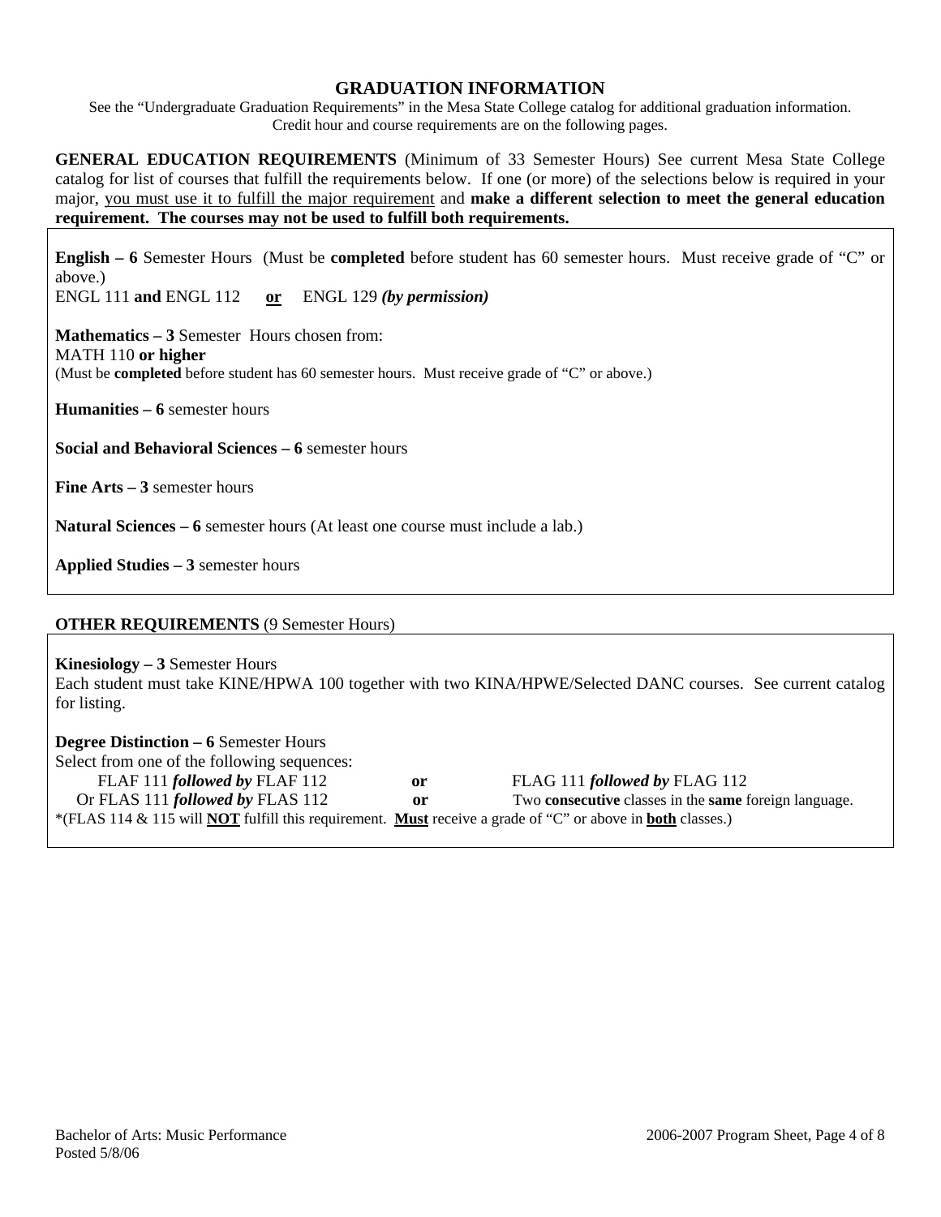## GRADUATION INFORMATION

See the "Undergraduate Graduation Requirements" in the Mesa State College catalog for additional graduation information. Credit hour and course requirements are on the following pages.

**GENERAL EDUCATION REQUIREMENTS** (Minimum of 33 Semester Hours) See current Mesa State College catalog for list of courses that fulfill the requirements below. If one (or more) of the selections below is required in your major, <u>you must use it to fulfill the major requirement</u> and **make a different selection to meet the general education requirement. The courses may not be used to fulfill both requirements.**

**English – 6** Semester Hours (Must be **completed** before student has 60 semester hours. Must receive grade of "C" or above.)
ENGL 111 **and** ENGL 112 **<u>or</u>** ENGL 129 ***(by permission)***

**Mathematics – 3** Semester Hours chosen from:
MATH 110 **or higher**
(Must be **completed** before student has 60 semester hours. Must receive grade of "C" or above.)

**Humanities – 6** semester hours

**Social and Behavioral Sciences – 6** semester hours

**Fine Arts – 3** semester hours

**Natural Sciences – 6** semester hours (At least one course must include a lab.)

**Applied Studies – 3** semester hours

**OTHER REQUIREMENTS** (9 Semester Hours)

**Kinesiology – 3** Semester Hours
Each student must take KINE/HPWA 100 together with two KINA/HPWE/Selected DANC courses. See current catalog for listing.

**Degree Distinction – 6** Semester Hours
Select from one of the following sequences:

FLAF 111 ***followed by*** FLAF 112 **or** FLAG 111 ***followed by*** FLAG 112
Or FLAS 111 ***followed by*** FLAS 112 **or** Two **consecutive** classes in the **same** foreign language.

*(FLAS 114 & 115 will **<u>NOT</u>** fulfill this requirement. **<u>Must</u>** receive a grade of "C" or above in **<u>both</u>** classes.)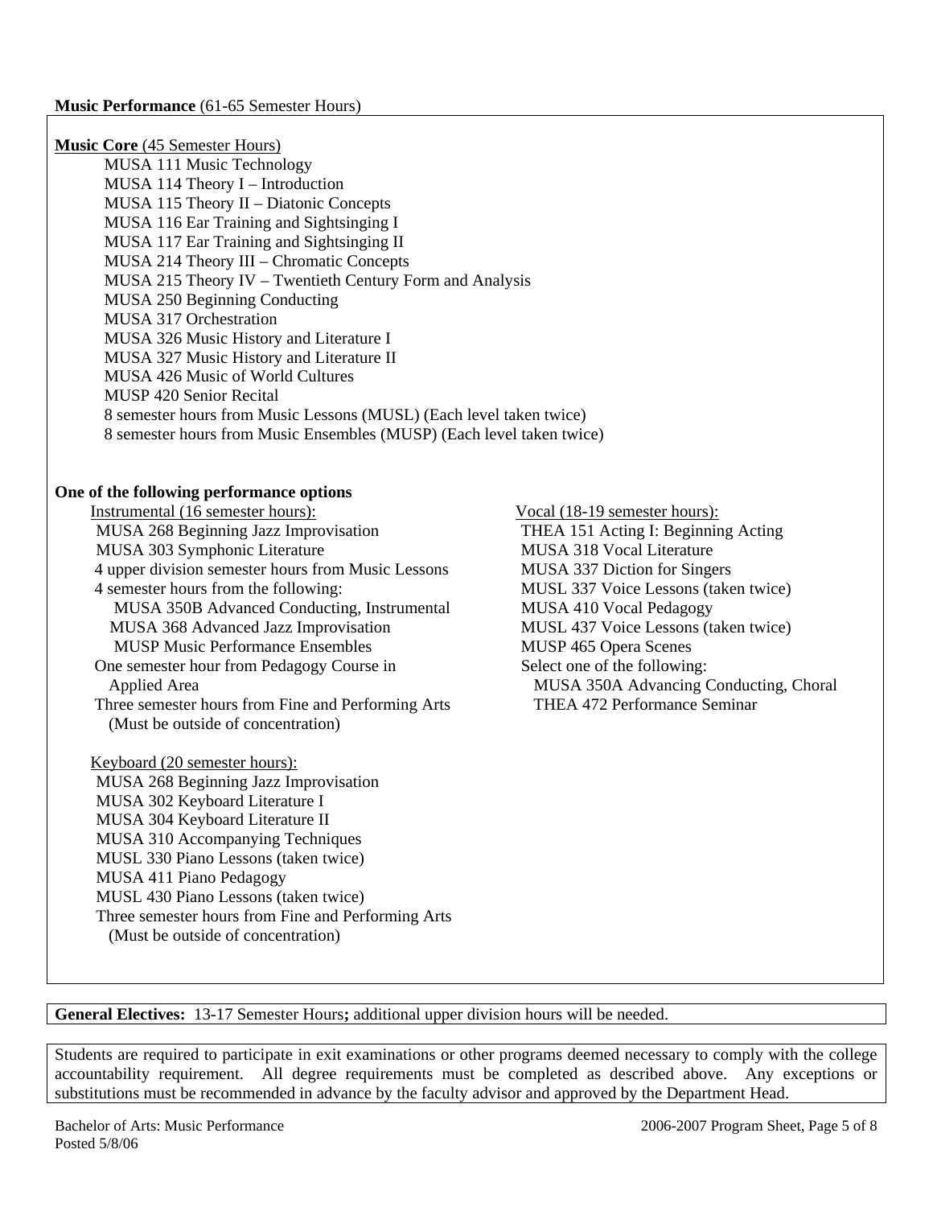**Music Performance** (61-65 Semester Hours)

**Music Core** (45 Semester Hours)

- MUSA 111 Music Technology
- MUSA 114 Theory I – Introduction
- MUSA 115 Theory II – Diatonic Concepts
- MUSA 116 Ear Training and Sightsinging I
- MUSA 117 Ear Training and Sightsinging II
- MUSA 214 Theory III – Chromatic Concepts
- MUSA 215 Theory IV – Twentieth Century Form and Analysis
- MUSA 250 Beginning Conducting
- MUSA 317 Orchestration
- MUSA 326 Music History and Literature I
- MUSA 327 Music History and Literature II
- MUSA 426 Music of World Cultures
- MUSP 420 Senior Recital
- 8 semester hours from Music Lessons (MUSL) (Each level taken twice)
- 8 semester hours from Music Ensembles (MUSP) (Each level taken twice)

**One of the following performance options**

Instrumental (16 semester hours):

- MUSA 268 Beginning Jazz Improvisation
- MUSA 303 Symphonic Literature
- 4 upper division semester hours from Music Lessons
- 4 semester hours from the following:
  - MUSA 350B Advanced Conducting, Instrumental
  - MUSA 368 Advanced Jazz Improvisation
  - MUSP Music Performance Ensembles
- One semester hour from Pedagogy Course in Applied Area
- Three semester hours from Fine and Performing Arts (Must be outside of concentration)

Keyboard (20 semester hours):

- MUSA 268 Beginning Jazz Improvisation
- MUSA 302 Keyboard Literature I
- MUSA 304 Keyboard Literature II
- MUSA 310 Accompanying Techniques
- MUSL 330 Piano Lessons (taken twice)
- MUSA 411 Piano Pedagogy
- MUSL 430 Piano Lessons (taken twice)
- Three semester hours from Fine and Performing Arts (Must be outside of concentration)

Vocal (18-19 semester hours):

- THEA 151 Acting I: Beginning Acting
- MUSA 318 Vocal Literature
- MUSA 337 Diction for Singers
- MUSL 337 Voice Lessons (taken twice)
- MUSA 410 Vocal Pedagogy
- MUSL 437 Voice Lessons (taken twice)
- MUSP 465 Opera Scenes
- Select one of the following:
  - MUSA 350A Advancing Conducting, Choral
  - THEA 472 Performance Seminar

**General Electives:** 13-17 Semester Hours**;** additional upper division hours will be needed.

Students are required to participate in exit examinations or other programs deemed necessary to comply with the college accountability requirement. All degree requirements must be completed as described above. Any exceptions or substitutions must be recommended in advance by the faculty advisor and approved by the Department Head.

Bachelor of Arts: Music Performance
Posted 5/8/06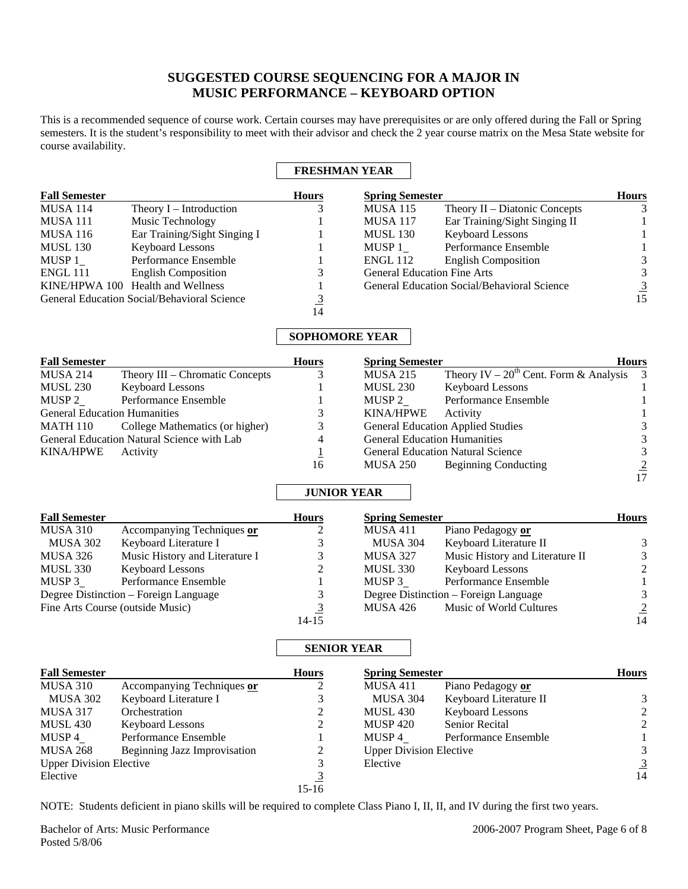# SUGGESTED COURSE SEQUENCING FOR A MAJOR IN MUSIC PERFORMANCE – KEYBOARD OPTION

This is a recommended sequence of course work. Certain courses may have prerequisites or are only offered during the Fall or Spring semesters. It is the student's responsibility to meet with their advisor and check the 2 year course matrix on the Mesa State website for course availability.

## FRESHMAN YEAR

| Fall Semester | | Hours |
|---|---|---|
| MUSA 114 | Theory I – Introduction | 3 |
| MUSA 111 | Music Technology | 1 |
| MUSA 116 | Ear Training/Sight Singing I | 1 |
| MUSL 130 | Keyboard Lessons | 1 |
| MUSP 1_ | Performance Ensemble | 1 |
| ENGL 111 | English Composition | 3 |
| KINE/HPWA 100 | Health and Wellness | 1 |
| General Education Social/Behavioral Science | | 3 |
| | | 14 |

| Spring Semester | | Hours |
|---|---|---|
| MUSA 115 | Theory II – Diatonic Concepts | 3 |
| MUSA 117 | Ear Training/Sight Singing II | 1 |
| MUSL 130 | Keyboard Lessons | 1 |
| MUSP 1_ | Performance Ensemble | 1 |
| ENGL 112 | English Composition | 3 |
| General Education Fine Arts | | 3 |
| General Education Social/Behavioral Science | | 3 |
| | | 15 |

## SOPHOMORE YEAR

| Fall Semester | | Hours |
|---|---|---|
| MUSA 214 | Theory III – Chromatic Concepts | 3 |
| MUSL 230 | Keyboard Lessons | 1 |
| MUSP 2_ | Performance Ensemble | 1 |
| General Education Humanities | | 3 |
| MATH 110 | College Mathematics (or higher) | 3 |
| General Education Natural Science with Lab | | 4 |
| KINA/HPWE | Activity | 1 |
| | | 16 |

| Spring Semester | | Hours |
|---|---|---|
| MUSA 215 | Theory IV – 20th Cent. Form & Analysis | 3 |
| MUSL 230 | Keyboard Lessons | 1 |
| MUSP 2_ | Performance Ensemble | 1 |
| KINA/HPWE | Activity | 1 |
| General Education Applied Studies | | 3 |
| General Education Humanities | | 3 |
| General Education Natural Science | | 3 |
| MUSA 250 | Beginning Conducting | 2 |
| | | 17 |

## JUNIOR YEAR

| Fall Semester | | Hours |
|---|---|---|
| MUSA 310 | Accompanying Techniques **or** | 2 |
| MUSA 302 | Keyboard Literature I | 3 |
| MUSA 326 | Music History and Literature I | 3 |
| MUSL 330 | Keyboard Lessons | 2 |
| MUSP 3_ | Performance Ensemble | 1 |
| Degree Distinction – Foreign Language | | 3 |
| Fine Arts Course (outside Music) | | 3 |
| | | 14-15 |

| Spring Semester | | Hours |
|---|---|---|
| MUSA 411 | Piano Pedagogy **or** | |
| MUSA 304 | Keyboard Literature II | 3 |
| MUSA 327 | Music History and Literature II | 3 |
| MUSL 330 | Keyboard Lessons | 2 |
| MUSP 3_ | Performance Ensemble | 1 |
| Degree Distinction – Foreign Language | | 3 |
| MUSA 426 | Music of World Cultures | 2 |
| | | 14 |

## SENIOR YEAR

| Fall Semester | | Hours |
|---|---|---|
| MUSA 310 | Accompanying Techniques **or** | 2 |
| MUSA 302 | Keyboard Literature I | 3 |
| MUSA 317 | Orchestration | 2 |
| MUSL 430 | Keyboard Lessons | 2 |
| MUSP 4_ | Performance Ensemble | 1 |
| MUSA 268 | Beginning Jazz Improvisation | 2 |
| Upper Division Elective | | 3 |
| Elective | | 3 |
| | | 15-16 |

| Spring Semester | | Hours |
|---|---|---|
| MUSA 411 | Piano Pedagogy **or** | |
| MUSA 304 | Keyboard Literature II | 3 |
| MUSL 430 | Keyboard Lessons | 2 |
| MUSP 420 | Senior Recital | 2 |
| MUSP 4_ | Performance Ensemble | 1 |
| Upper Division Elective | | 3 |
| Elective | | 3 |
| | | 14 |

NOTE: Students deficient in piano skills will be required to complete Class Piano I, II, II, and IV during the first two years.

Bachelor of Arts: Music Performance
Posted 5/8/06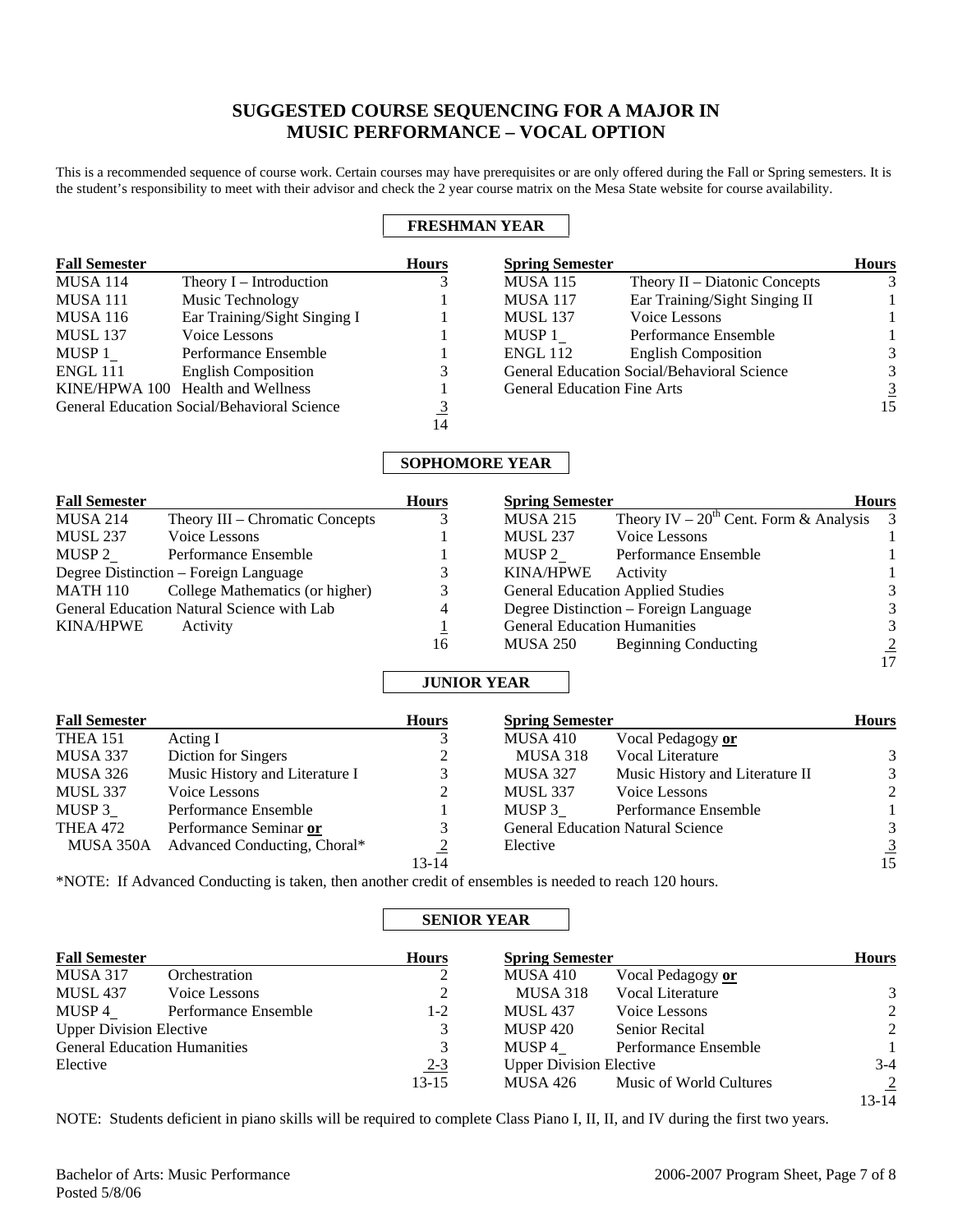# SUGGESTED COURSE SEQUENCING FOR A MAJOR IN MUSIC PERFORMANCE – VOCAL OPTION

This is a recommended sequence of course work. Certain courses may have prerequisites or are only offered during the Fall or Spring semesters. It is the student's responsibility to meet with their advisor and check the 2 year course matrix on the Mesa State website for course availability.

## FRESHMAN YEAR

| Fall Semester | | Hours |
|---|---|---|
| MUSA 114 | Theory I – Introduction | 3 |
| MUSA 111 | Music Technology | 1 |
| MUSA 116 | Ear Training/Sight Singing I | 1 |
| MUSL 137 | Voice Lessons | 1 |
| MUSP 1_ | Performance Ensemble | 1 |
| ENGL 111 | English Composition | 3 |
| KINE/HPWA 100 | Health and Wellness | 1 |
| General Education Social/Behavioral Science | | 3 |
| | | 14 |

| Spring Semester | | Hours |
|---|---|---|
| MUSA 115 | Theory II – Diatonic Concepts | 3 |
| MUSA 117 | Ear Training/Sight Singing II | 1 |
| MUSL 137 | Voice Lessons | 1 |
| MUSP 1_ | Performance Ensemble | 1 |
| ENGL 112 | English Composition | 3 |
| General Education Social/Behavioral Science | | 3 |
| General Education Fine Arts | | 3 |
| | | 15 |

## SOPHOMORE YEAR

| Fall Semester | | Hours |
|---|---|---|
| MUSA 214 | Theory III – Chromatic Concepts | 3 |
| MUSL 237 | Voice Lessons | 1 |
| MUSP 2_ | Performance Ensemble | 1 |
| Degree Distinction – Foreign Language | | 3 |
| MATH 110 | College Mathematics (or higher) | 3 |
| General Education Natural Science with Lab | | 4 |
| KINA/HPWE | Activity | 1 |
| | | 16 |

| Spring Semester | | Hours |
|---|---|---|
| MUSA 215 | Theory IV – 20th Cent. Form & Analysis | 3 |
| MUSL 237 | Voice Lessons | 1 |
| MUSP 2_ | Performance Ensemble | 1 |
| KINA/HPWE | Activity | 1 |
| General Education Applied Studies | | 3 |
| Degree Distinction – Foreign Language | | 3 |
| General Education Humanities | | 3 |
| MUSA 250 | Beginning Conducting | 2 |
| | | 17 |

## JUNIOR YEAR

| Fall Semester | | Hours |
|---|---|---|
| THEA 151 | Acting I | 3 |
| MUSA 337 | Diction for Singers | 2 |
| MUSA 326 | Music History and Literature I | 3 |
| MUSL 337 | Voice Lessons | 2 |
| MUSP 3_ | Performance Ensemble | 1 |
| THEA 472 | Performance Seminar **or** | 3 |
| MUSA 350A | Advanced Conducting, Choral* | 2 |
| | | 13-14 |

| Spring Semester | | Hours |
|---|---|---|
| MUSA 410 | Vocal Pedagogy **or** | |
| MUSA 318 | Vocal Literature | 3 |
| MUSA 327 | Music History and Literature II | 3 |
| MUSL 337 | Voice Lessons | 2 |
| MUSP 3_ | Performance Ensemble | 1 |
| General Education Natural Science | | 3 |
| Elective | | 3 |
| | | 15 |

*NOTE: If Advanced Conducting is taken, then another credit of ensembles is needed to reach 120 hours.

## SENIOR YEAR

| Fall Semester | | Hours |
|---|---|---|
| MUSA 317 | Orchestration | 2 |
| MUSL 437 | Voice Lessons | 2 |
| MUSP 4_ | Performance Ensemble | 1-2 |
| Upper Division Elective | | 3 |
| General Education Humanities | | 3 |
| Elective | | 2-3 |
| | | 13-15 |

| Spring Semester | | Hours |
|---|---|---|
| MUSA 410 | Vocal Pedagogy **or** | |
| MUSA 318 | Vocal Literature | 3 |
| MUSL 437 | Voice Lessons | 2 |
| MUSP 420 | Senior Recital | 2 |
| MUSP 4_ | Performance Ensemble | 1 |
| Upper Division Elective | | 3-4 |
| MUSA 426 | Music of World Cultures | 2 |
| | | 13-14 |

NOTE: Students deficient in piano skills will be required to complete Class Piano I, II, II, and IV during the first two years.

Bachelor of Arts: Music Performance
Posted 5/8/06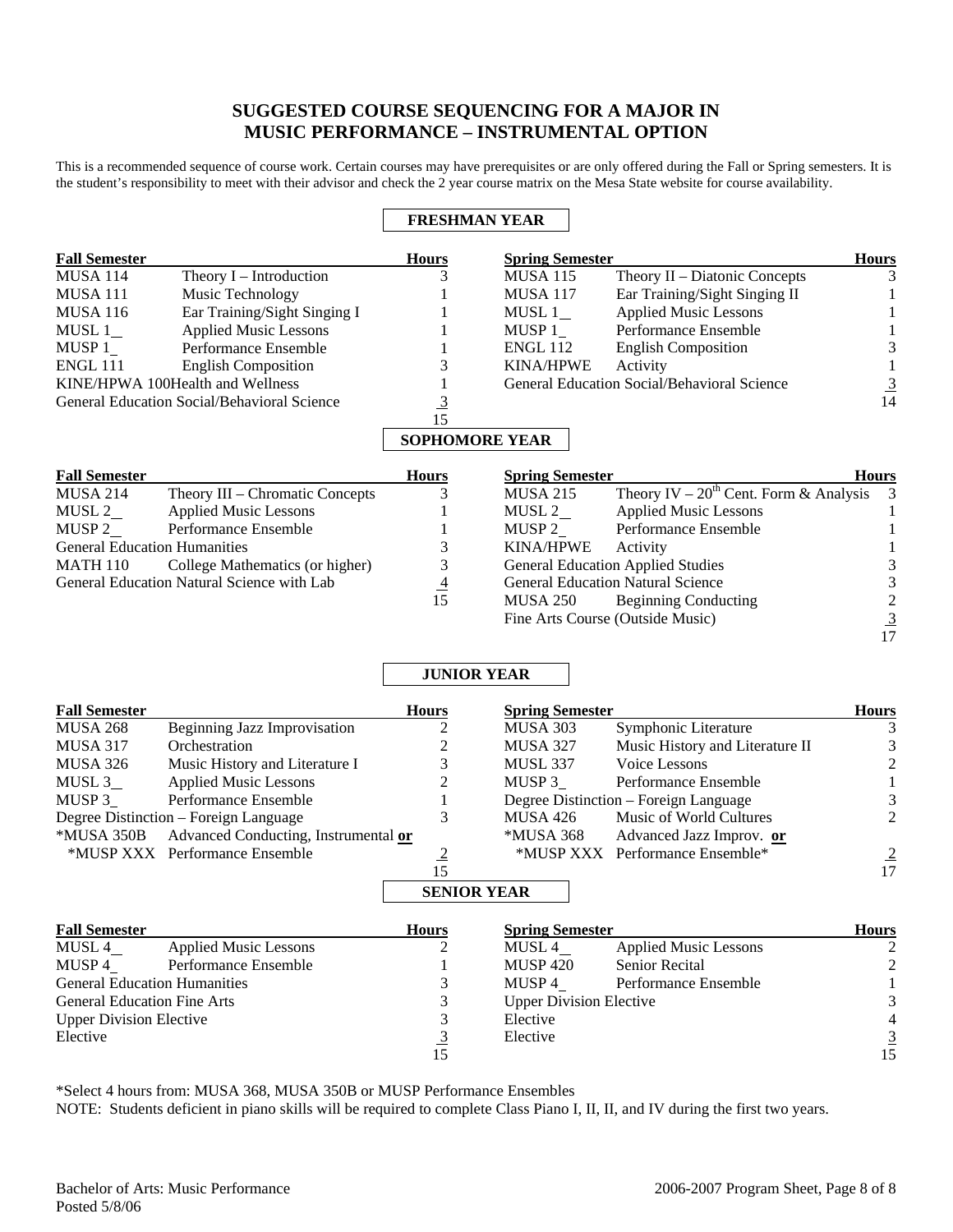# SUGGESTED COURSE SEQUENCING FOR A MAJOR IN MUSIC PERFORMANCE – INSTRUMENTAL OPTION

This is a recommended sequence of course work. Certain courses may have prerequisites or are only offered during the Fall or Spring semesters. It is the student's responsibility to meet with their advisor and check the 2 year course matrix on the Mesa State website for course availability.

## FRESHMAN YEAR

| Fall Semester | | Hours |
|---|---|---|
| MUSA 114 | Theory I – Introduction | 3 |
| MUSA 111 | Music Technology | 1 |
| MUSA 116 | Ear Training/Sight Singing I | 1 |
| MUSL 1__ | Applied Music Lessons | 1 |
| MUSP 1_ | Performance Ensemble | 1 |
| ENGL 111 | English Composition | 3 |
| KINE/HPWA 100 | Health and Wellness | 1 |
| General Education Social/Behavioral Science | | 3 |
| | | 15 |

| Spring Semester | | Hours |
|---|---|---|
| MUSA 115 | Theory II – Diatonic Concepts | 3 |
| MUSA 117 | Ear Training/Sight Singing II | 1 |
| MUSL 1__ | Applied Music Lessons | 1 |
| MUSP 1_ | Performance Ensemble | 1 |
| ENGL 112 | English Composition | 3 |
| KINA/HPWE | Activity | 1 |
| General Education Social/Behavioral Science | | 3 |
| | | 14 |

## SOPHOMORE YEAR

| Fall Semester | | Hours |
|---|---|---|
| MUSA 214 | Theory III – Chromatic Concepts | 3 |
| MUSL 2__ | Applied Music Lessons | 1 |
| MUSP 2_ | Performance Ensemble | 1 |
| General Education Humanities | | 3 |
| MATH 110 | College Mathematics (or higher) | 3 |
| General Education Natural Science with Lab | | 4 |
| | | 15 |

| Spring Semester | | Hours |
|---|---|---|
| MUSA 215 | Theory IV – 20th Cent. Form & Analysis | 3 |
| MUSL 2__ | Applied Music Lessons | 1 |
| MUSP 2_ | Performance Ensemble | 1 |
| KINA/HPWE | Activity | 1 |
| General Education Applied Studies | | 3 |
| General Education Natural Science | | 3 |
| MUSA 250 | Beginning Conducting | 2 |
| Fine Arts Course (Outside Music) | | 3 |
| | | 17 |

## JUNIOR YEAR

| Fall Semester | | Hours |
|---|---|---|
| MUSA 268 | Beginning Jazz Improvisation | 2 |
| MUSA 317 | Orchestration | 2 |
| MUSA 326 | Music History and Literature I | 3 |
| MUSL 3__ | Applied Music Lessons | 2 |
| MUSP 3_ | Performance Ensemble | 1 |
| Degree Distinction – Foreign Language | | 3 |
| *MUSA 350B | Advanced Conducting, Instrumental **or** | |
| *MUSP XXX | Performance Ensemble | 2 |
| | | 15 |

| Spring Semester | | Hours |
|---|---|---|
| MUSA 303 | Symphonic Literature | 3 |
| MUSA 327 | Music History and Literature II | 3 |
| MUSL 337 | Voice Lessons | 2 |
| MUSP 3_ | Performance Ensemble | 1 |
| Degree Distinction – Foreign Language | | 3 |
| MUSA 426 | Music of World Cultures | 2 |
| *MUSA 368 | Advanced Jazz Improv. **or** | |
| *MUSP XXX | Performance Ensemble* | 2 |
| | | 17 |

## SENIOR YEAR

| Fall Semester | | Hours |
|---|---|---|
| MUSL 4__ | Applied Music Lessons | 2 |
| MUSP 4_ | Performance Ensemble | 1 |
| General Education Humanities | | 3 |
| General Education Fine Arts | | 3 |
| Upper Division Elective | | 3 |
| Elective | | 3 |
| | | 15 |

| Spring Semester | | Hours |
|---|---|---|
| MUSL 4__ | Applied Music Lessons | 2 |
| MUSP 420 | Senior Recital | 2 |
| MUSP 4_ | Performance Ensemble | 1 |
| Upper Division Elective | | 3 |
| Elective | | 4 |
| Elective | | 3 |
| | | 15 |

*Select 4 hours from: MUSA 368, MUSA 350B or MUSP Performance Ensembles

NOTE: Students deficient in piano skills will be required to complete Class Piano I, II, II, and IV during the first two years.

Bachelor of Arts: Music Performance
Posted 5/8/06